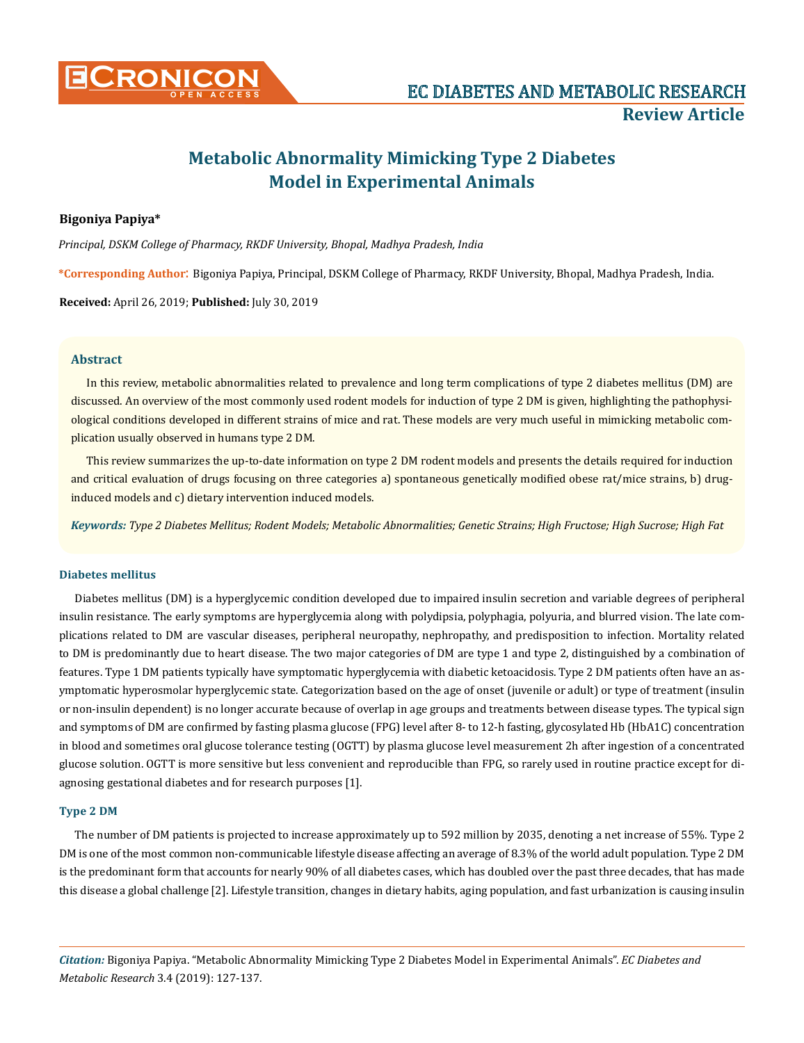EC DIABETES AND METABOLIC RESEARCH

**Review Article**

# Metabolic Abnormality Mimicking Type 2 Diabetes Model in Experimental Animals

**Bigoniya Papiya***

*Principal, DSKM College of Pharmacy, RKDF University, Bhopal, Madhya Pradesh, India*

**\*Corresponding Author:** Bigoniya Papiya, Principal, DSKM College of Pharmacy, RKDF University, Bhopal, Madhya Pradesh, India.

**Received:** April 26, 2019; **Published:** July 30, 2019

## Abstract

In this review, metabolic abnormalities related to prevalence and long term complications of type 2 diabetes mellitus (DM) are discussed. An overview of the most commonly used rodent models for induction of type 2 DM is given, highlighting the pathophysiological conditions developed in different strains of mice and rat. These models are very much useful in mimicking metabolic complication usually observed in humans type 2 DM.

This review summarizes the up-to-date information on type 2 DM rodent models and presents the details required for induction and critical evaluation of drugs focusing on three categories a) spontaneous genetically modified obese rat/mice strains, b) drug-induced models and c) dietary intervention induced models.

***Keywords:*** *Type 2 Diabetes Mellitus; Rodent Models; Metabolic Abnormalities; Genetic Strains; High Fructose; High Sucrose; High Fat*

## Diabetes mellitus

Diabetes mellitus (DM) is a hyperglycemic condition developed due to impaired insulin secretion and variable degrees of peripheral insulin resistance. The early symptoms are hyperglycemia along with polydipsia, polyphagia, polyuria, and blurred vision. The late complications related to DM are vascular diseases, peripheral neuropathy, nephropathy, and predisposition to infection. Mortality related to DM is predominantly due to heart disease. The two major categories of DM are type 1 and type 2, distinguished by a combination of features. Type 1 DM patients typically have symptomatic hyperglycemia with diabetic ketoacidosis. Type 2 DM patients often have an asymptomatic hyperosmolar hyperglycemic state. Categorization based on the age of onset (juvenile or adult) or type of treatment (insulin or non-insulin dependent) is no longer accurate because of overlap in age groups and treatments between disease types. The typical sign and symptoms of DM are confirmed by fasting plasma glucose (FPG) level after 8- to 12-h fasting, glycosylated Hb (HbA1C) concentration in blood and sometimes oral glucose tolerance testing (OGTT) by plasma glucose level measurement 2h after ingestion of a concentrated glucose solution. OGTT is more sensitive but less convenient and reproducible than FPG, so rarely used in routine practice except for diagnosing gestational diabetes and for research purposes [1].

## Type 2 DM

The number of DM patients is projected to increase approximately up to 592 million by 2035, denoting a net increase of 55%. Type 2 DM is one of the most common non-communicable lifestyle disease affecting an average of 8.3% of the world adult population. Type 2 DM is the predominant form that accounts for nearly 90% of all diabetes cases, which has doubled over the past three decades, that has made this disease a global challenge [2]. Lifestyle transition, changes in dietary habits, aging population, and fast urbanization is causing insulin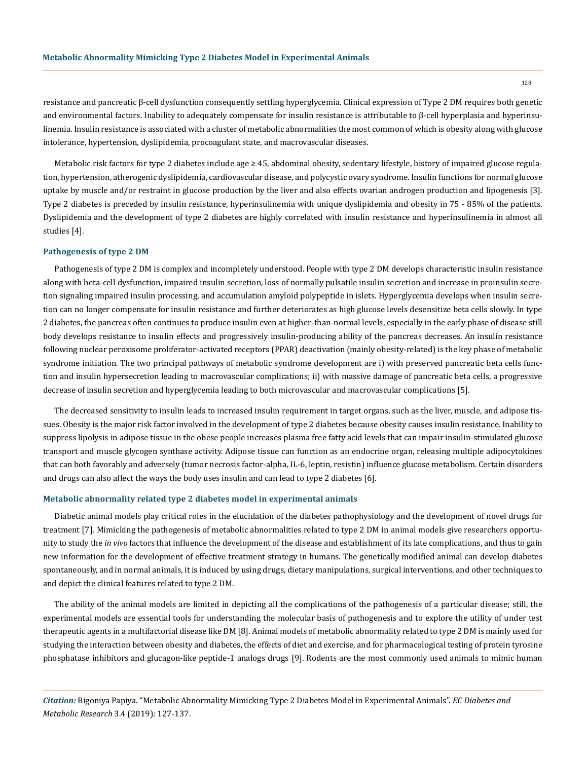resistance and pancreatic β-cell dysfunction consequently settling hyperglycemia. Clinical expression of Type 2 DM requires both genetic and environmental factors. Inability to adequately compensate for insulin resistance is attributable to β-cell hyperplasia and hyperinsulinemia. Insulin resistance is associated with a cluster of metabolic abnormalities the most common of which is obesity along with glucose intolerance, hypertension, dyslipidemia, procoagulant state, and macrovascular diseases.

Metabolic risk factors for type 2 diabetes include age ≥ 45, abdominal obesity, sedentary lifestyle, history of impaired glucose regulation, hypertension, atherogenic dyslipidemia, cardiovascular disease, and polycystic ovary syndrome. Insulin functions for normal glucose uptake by muscle and/or restraint in glucose production by the liver and also effects ovarian androgen production and lipogenesis [3]. Type 2 diabetes is preceded by insulin resistance, hyperinsulinemia with unique dyslipidemia and obesity in 75 - 85% of the patients. Dyslipidemia and the development of type 2 diabetes are highly correlated with insulin resistance and hyperinsulinemia in almost all studies [4].

### Pathogenesis of type 2 DM

Pathogenesis of type 2 DM is complex and incompletely understood. People with type 2 DM develops characteristic insulin resistance along with beta-cell dysfunction, impaired insulin secretion, loss of normally pulsatile insulin secretion and increase in proinsulin secretion signaling impaired insulin processing, and accumulation amyloid polypeptide in islets. Hyperglycemia develops when insulin secretion can no longer compensate for insulin resistance and further deteriorates as high glucose levels desensitize beta cells slowly. In type 2 diabetes, the pancreas often continues to produce insulin even at higher-than-normal levels, especially in the early phase of disease still body develops resistance to insulin effects and progressively insulin-producing ability of the pancreas decreases. An insulin resistance following nuclear peroxisome proliferator-activated receptors (PPAR) deactivation (mainly obesity-related) is the key phase of metabolic syndrome initiation. The two principal pathways of metabolic syndrome development are i) with preserved pancreatic beta cells function and insulin hypersecretion leading to macrovascular complications; ii) with massive damage of pancreatic beta cells, a progressive decrease of insulin secretion and hyperglycemia leading to both microvascular and macrovascular complications [5].

The decreased sensitivity to insulin leads to increased insulin requirement in target organs, such as the liver, muscle, and adipose tissues. Obesity is the major risk factor involved in the development of type 2 diabetes because obesity causes insulin resistance. Inability to suppress lipolysis in adipose tissue in the obese people increases plasma free fatty acid levels that can impair insulin-stimulated glucose transport and muscle glycogen synthase activity. Adipose tissue can function as an endocrine organ, releasing multiple adipocytokines that can both favorably and adversely (tumor necrosis factor-alpha, IL-6, leptin, resistin) influence glucose metabolism. Certain disorders and drugs can also affect the ways the body uses insulin and can lead to type 2 diabetes [6].

### Metabolic abnormality related type 2 diabetes model in experimental animals

Diabetic animal models play critical roles in the elucidation of the diabetes pathophysiology and the development of novel drugs for treatment [7]. Mimicking the pathogenesis of metabolic abnormalities related to type 2 DM in animal models give researchers opportunity to study the *in vivo* factors that influence the development of the disease and establishment of its late complications, and thus to gain new information for the development of effective treatment strategy in humans. The genetically modified animal can develop diabetes spontaneously, and in normal animals, it is induced by using drugs, dietary manipulations, surgical interventions, and other techniques to and depict the clinical features related to type 2 DM.

The ability of the animal models are limited in depicting all the complications of the pathogenesis of a particular disease; still, the experimental models are essential tools for understanding the molecular basis of pathogenesis and to explore the utility of under test therapeutic agents in a multifactorial disease like DM [8]. Animal models of metabolic abnormality related to type 2 DM is mainly used for studying the interaction between obesity and diabetes, the effects of diet and exercise, and for pharmacological testing of protein tyrosine phosphatase inhibitors and glucagon-like peptide-1 analogs drugs [9]. Rodents are the most commonly used animals to mimic human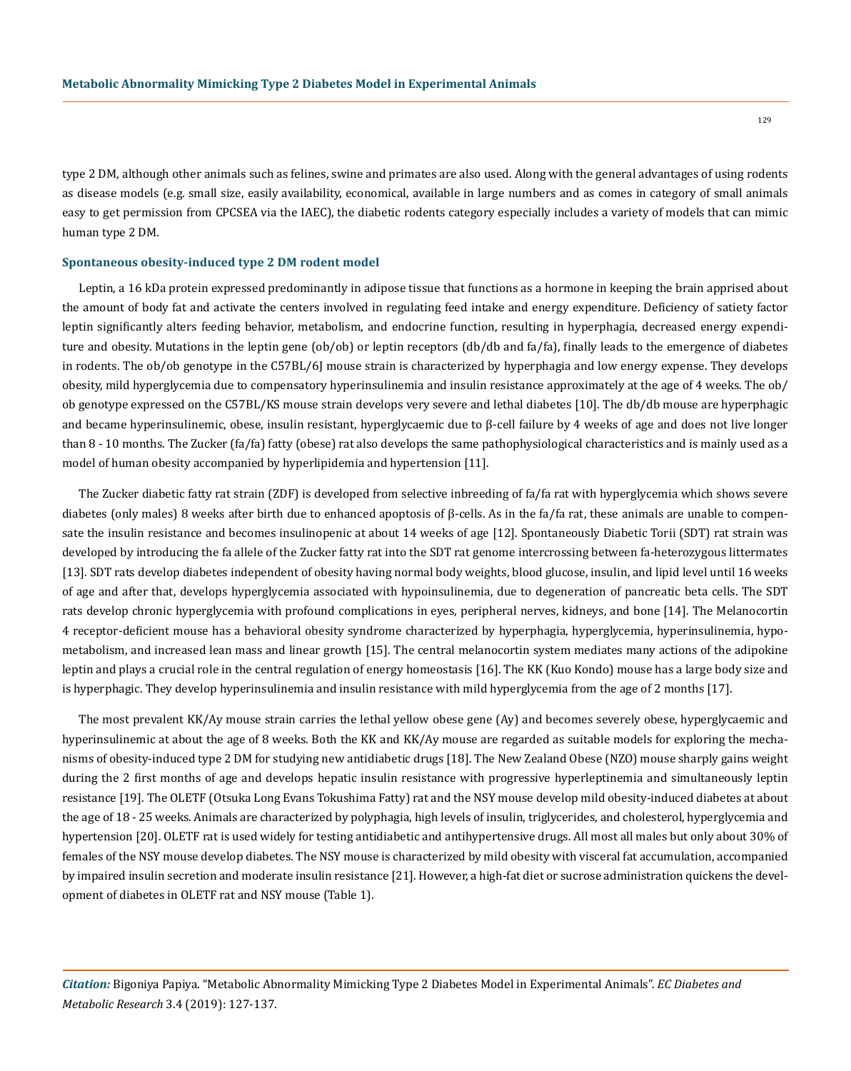type 2 DM, although other animals such as felines, swine and primates are also used. Along with the general advantages of using rodents as disease models (e.g. small size, easily availability, economical, available in large numbers and as comes in category of small animals easy to get permission from CPCSEA via the IAEC), the diabetic rodents category especially includes a variety of models that can mimic human type 2 DM.

### Spontaneous obesity-induced type 2 DM rodent model

Leptin, a 16 kDa protein expressed predominantly in adipose tissue that functions as a hormone in keeping the brain apprised about the amount of body fat and activate the centers involved in regulating feed intake and energy expenditure. Deficiency of satiety factor leptin significantly alters feeding behavior, metabolism, and endocrine function, resulting in hyperphagia, decreased energy expenditure and obesity. Mutations in the leptin gene (ob/ob) or leptin receptors (db/db and fa/fa), finally leads to the emergence of diabetes in rodents. The ob/ob genotype in the C57BL/6J mouse strain is characterized by hyperphagia and low energy expense. They develops obesity, mild hyperglycemia due to compensatory hyperinsulinemia and insulin resistance approximately at the age of 4 weeks. The ob/ob genotype expressed on the C57BL/KS mouse strain develops very severe and lethal diabetes [10]. The db/db mouse are hyperphagic and became hyperinsulinemic, obese, insulin resistant, hyperglycaemic due to β-cell failure by 4 weeks of age and does not live longer than 8 - 10 months. The Zucker (fa/fa) fatty (obese) rat also develops the same pathophysiological characteristics and is mainly used as a model of human obesity accompanied by hyperlipidemia and hypertension [11].

The Zucker diabetic fatty rat strain (ZDF) is developed from selective inbreeding of fa/fa rat with hyperglycemia which shows severe diabetes (only males) 8 weeks after birth due to enhanced apoptosis of β-cells. As in the fa/fa rat, these animals are unable to compensate the insulin resistance and becomes insulinopenic at about 14 weeks of age [12]. Spontaneously Diabetic Torii (SDT) rat strain was developed by introducing the fa allele of the Zucker fatty rat into the SDT rat genome intercrossing between fa-heterozygous littermates [13]. SDT rats develop diabetes independent of obesity having normal body weights, blood glucose, insulin, and lipid level until 16 weeks of age and after that, develops hyperglycemia associated with hypoinsulinemia, due to degeneration of pancreatic beta cells. The SDT rats develop chronic hyperglycemia with profound complications in eyes, peripheral nerves, kidneys, and bone [14]. The Melanocortin 4 receptor-deficient mouse has a behavioral obesity syndrome characterized by hyperphagia, hyperglycemia, hyperinsulinemia, hypometabolism, and increased lean mass and linear growth [15]. The central melanocortin system mediates many actions of the adipokine leptin and plays a crucial role in the central regulation of energy homeostasis [16]. The KK (Kuo Kondo) mouse has a large body size and is hyperphagic. They develop hyperinsulinemia and insulin resistance with mild hyperglycemia from the age of 2 months [17].

The most prevalent KK/Ay mouse strain carries the lethal yellow obese gene (Ay) and becomes severely obese, hyperglycaemic and hyperinsulinemic at about the age of 8 weeks. Both the KK and KK/Ay mouse are regarded as suitable models for exploring the mechanisms of obesity-induced type 2 DM for studying new antidiabetic drugs [18]. The New Zealand Obese (NZO) mouse sharply gains weight during the 2 first months of age and develops hepatic insulin resistance with progressive hyperleptinemia and simultaneously leptin resistance [19]. The OLETF (Otsuka Long Evans Tokushima Fatty) rat and the NSY mouse develop mild obesity-induced diabetes at about the age of 18 - 25 weeks. Animals are characterized by polyphagia, high levels of insulin, triglycerides, and cholesterol, hyperglycemia and hypertension [20]. OLETF rat is used widely for testing antidiabetic and antihypertensive drugs. All most all males but only about 30% of females of the NSY mouse develop diabetes. The NSY mouse is characterized by mild obesity with visceral fat accumulation, accompanied by impaired insulin secretion and moderate insulin resistance [21]. However, a high-fat diet or sucrose administration quickens the development of diabetes in OLETF rat and NSY mouse (Table 1).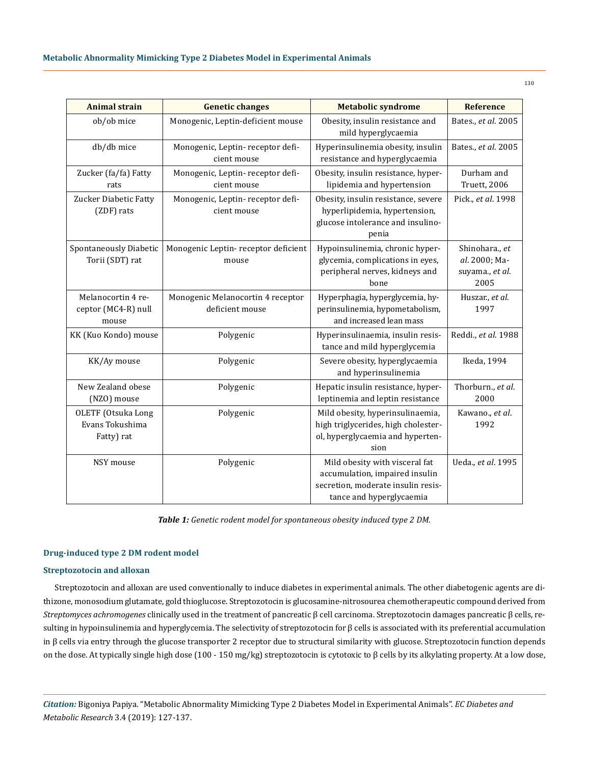| Animal strain | Genetic changes | Metabolic syndrome | Reference |
|---|---|---|---|
| ob/ob mice | Monogenic, Leptin-deficient mouse | Obesity, insulin resistance and mild hyperglycaemia | Bates., *et al*. 2005 |
| db/db mice | Monogenic, Leptin- receptor deficient mouse | Hyperinsulinemia obesity, insulin resistance and hyperglycaemia | Bates., *et al*. 2005 |
| Zucker (fa/fa) Fatty rats | Monogenic, Leptin- receptor deficient mouse | Obesity, insulin resistance, hyperlipidemia and hypertension | Durham and Truett, 2006 |
| Zucker Diabetic Fatty (ZDF) rats | Monogenic, Leptin- receptor deficient mouse | Obesity, insulin resistance, severe hyperlipidemia, hypertension, glucose intolerance and insulinopenia | Pick., *et al*. 1998 |
| Spontaneously Diabetic Torii (SDT) rat | Monogenic Leptin- receptor deficient mouse | Hypoinsulinemia, chronic hyperglycemia, complications in eyes, peripheral nerves, kidneys and bone | Shinohara., *et al*. 2000; Masuyama., *et al*. 2005 |
| Melanocortin 4 receptor (MC4-R) null mouse | Monogenic Melanocortin 4 receptor deficient mouse | Hyperphagia, hyperglycemia, hyperinsulinemia, hypometabolism, and increased lean mass | Huszar., *et al*. 1997 |
| KK (Kuo Kondo) mouse | Polygenic | Hyperinsulinaemia, insulin resistance and mild hyperglycemia | Reddi., *et al*. 1988 |
| KK/Ay mouse | Polygenic | Severe obesity, hyperglycaemia and hyperinsulinemia | Ikeda, 1994 |
| New Zealand obese (NZO) mouse | Polygenic | Hepatic insulin resistance, hyperleptinemia and leptin resistance | Thorburn., *et al*. 2000 |
| OLETF (Otsuka Long Evans Tokushima Fatty) rat | Polygenic | Mild obesity, hyperinsulinaemia, high triglycerides, high cholesterol, hyperglycaemia and hypertension | Kawano., *et al*. 1992 |
| NSY mouse | Polygenic | Mild obesity with visceral fat accumulation, impaired insulin secretion, moderate insulin resistance and hyperglycaemia | Ueda., *et al*. 1995 |

***Table 1:*** *Genetic rodent model for spontaneous obesity induced type 2 DM.*

### Drug-induced type 2 DM rodent model

#### Streptozotocin and alloxan

Streptozotocin and alloxan are used conventionally to induce diabetes in experimental animals. The other diabetogenic agents are dithizone, monosodium glutamate, gold thioglucose. Streptozotocin is glucosamine-nitrosourea chemotherapeutic compound derived from *Streptomyces achromogenes* clinically used in the treatment of pancreatic β cell carcinoma. Streptozotocin damages pancreatic β cells, resulting in hypoinsulinemia and hyperglycemia. The selectivity of streptozotocin for β cells is associated with its preferential accumulation in β cells via entry through the glucose transporter 2 receptor due to structural similarity with glucose. Streptozotocin function depends on the dose. At typically single high dose (100 - 150 mg/kg) streptozotocin is cytotoxic to β cells by its alkylating property. At a low dose,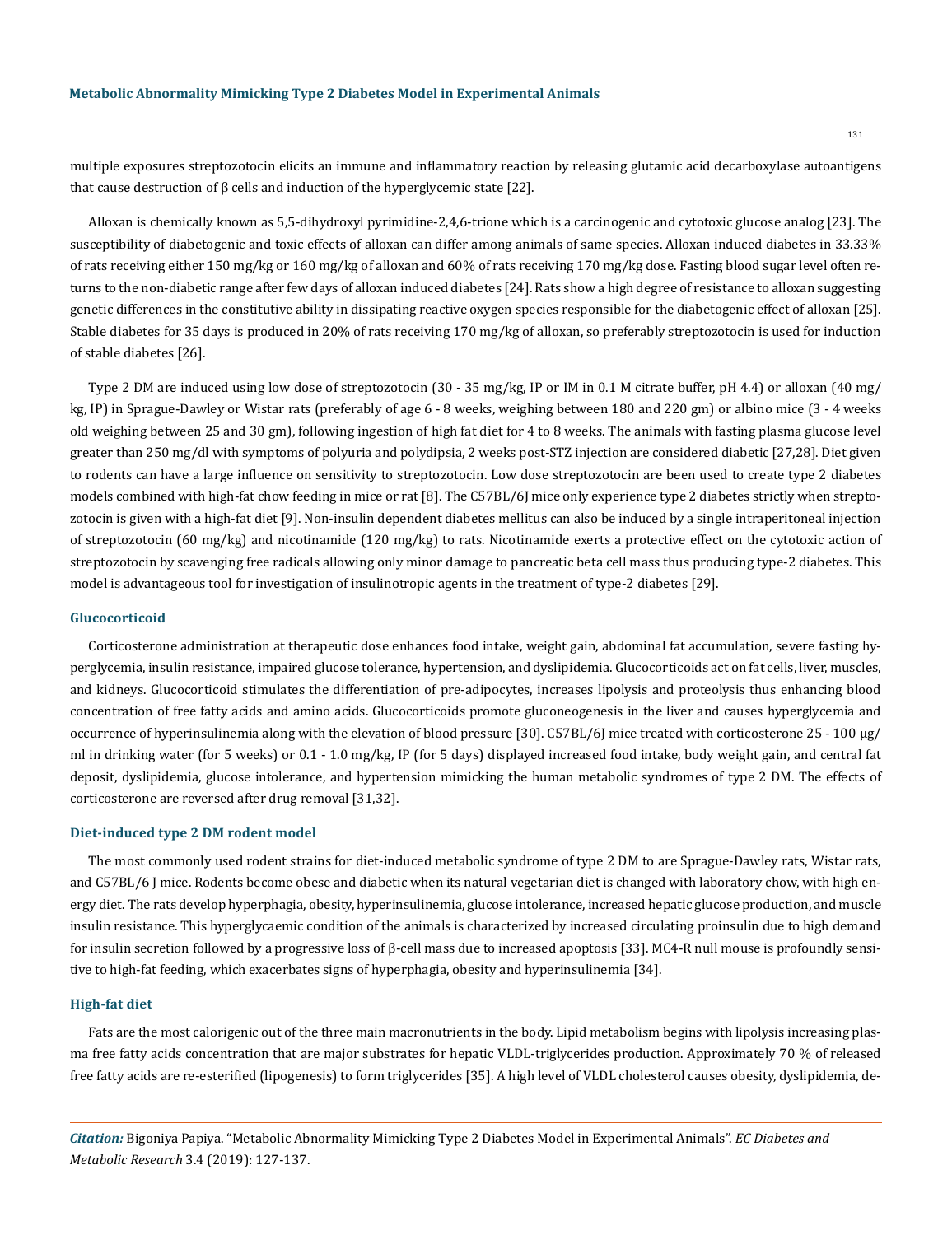multiple exposures streptozotocin elicits an immune and inflammatory reaction by releasing glutamic acid decarboxylase autoantigens that cause destruction of β cells and induction of the hyperglycemic state [22].

Alloxan is chemically known as 5,5-dihydroxyl pyrimidine-2,4,6-trione which is a carcinogenic and cytotoxic glucose analog [23]. The susceptibility of diabetogenic and toxic effects of alloxan can differ among animals of same species. Alloxan induced diabetes in 33.33% of rats receiving either 150 mg/kg or 160 mg/kg of alloxan and 60% of rats receiving 170 mg/kg dose. Fasting blood sugar level often returns to the non-diabetic range after few days of alloxan induced diabetes [24]. Rats show a high degree of resistance to alloxan suggesting genetic differences in the constitutive ability in dissipating reactive oxygen species responsible for the diabetogenic effect of alloxan [25]. Stable diabetes for 35 days is produced in 20% of rats receiving 170 mg/kg of alloxan, so preferably streptozotocin is used for induction of stable diabetes [26].

Type 2 DM are induced using low dose of streptozotocin (30 - 35 mg/kg, IP or IM in 0.1 M citrate buffer, pH 4.4) or alloxan (40 mg/kg, IP) in Sprague-Dawley or Wistar rats (preferably of age 6 - 8 weeks, weighing between 180 and 220 gm) or albino mice (3 - 4 weeks old weighing between 25 and 30 gm), following ingestion of high fat diet for 4 to 8 weeks. The animals with fasting plasma glucose level greater than 250 mg/dl with symptoms of polyuria and polydipsia, 2 weeks post-STZ injection are considered diabetic [27,28]. Diet given to rodents can have a large influence on sensitivity to streptozotocin. Low dose streptozotocin are been used to create type 2 diabetes models combined with high-fat chow feeding in mice or rat [8]. The C57BL/6J mice only experience type 2 diabetes strictly when streptozotocin is given with a high-fat diet [9]. Non-insulin dependent diabetes mellitus can also be induced by a single intraperitoneal injection of streptozotocin (60 mg/kg) and nicotinamide (120 mg/kg) to rats. Nicotinamide exerts a protective effect on the cytotoxic action of streptozotocin by scavenging free radicals allowing only minor damage to pancreatic beta cell mass thus producing type-2 diabetes. This model is advantageous tool for investigation of insulinotropic agents in the treatment of type-2 diabetes [29].

### Glucocorticoid

Corticosterone administration at therapeutic dose enhances food intake, weight gain, abdominal fat accumulation, severe fasting hyperglycemia, insulin resistance, impaired glucose tolerance, hypertension, and dyslipidemia. Glucocorticoids act on fat cells, liver, muscles, and kidneys. Glucocorticoid stimulates the differentiation of pre-adipocytes, increases lipolysis and proteolysis thus enhancing blood concentration of free fatty acids and amino acids. Glucocorticoids promote gluconeogenesis in the liver and causes hyperglycemia and occurrence of hyperinsulinemia along with the elevation of blood pressure [30]. C57BL/6J mice treated with corticosterone 25 - 100 μg/ml in drinking water (for 5 weeks) or 0.1 - 1.0 mg/kg, IP (for 5 days) displayed increased food intake, body weight gain, and central fat deposit, dyslipidemia, glucose intolerance, and hypertension mimicking the human metabolic syndromes of type 2 DM. The effects of corticosterone are reversed after drug removal [31,32].

### Diet-induced type 2 DM rodent model

The most commonly used rodent strains for diet-induced metabolic syndrome of type 2 DM to are Sprague-Dawley rats, Wistar rats, and C57BL/6 J mice. Rodents become obese and diabetic when its natural vegetarian diet is changed with laboratory chow, with high energy diet. The rats develop hyperphagia, obesity, hyperinsulinemia, glucose intolerance, increased hepatic glucose production, and muscle insulin resistance. This hyperglycaemic condition of the animals is characterized by increased circulating proinsulin due to high demand for insulin secretion followed by a progressive loss of β-cell mass due to increased apoptosis [33]. MC4-R null mouse is profoundly sensitive to high-fat feeding, which exacerbates signs of hyperphagia, obesity and hyperinsulinemia [34].

### High-fat diet

Fats are the most calorigenic out of the three main macronutrients in the body. Lipid metabolism begins with lipolysis increasing plasma free fatty acids concentration that are major substrates for hepatic VLDL-triglycerides production. Approximately 70 % of released free fatty acids are re-esterified (lipogenesis) to form triglycerides [35]. A high level of VLDL cholesterol causes obesity, dyslipidemia, de-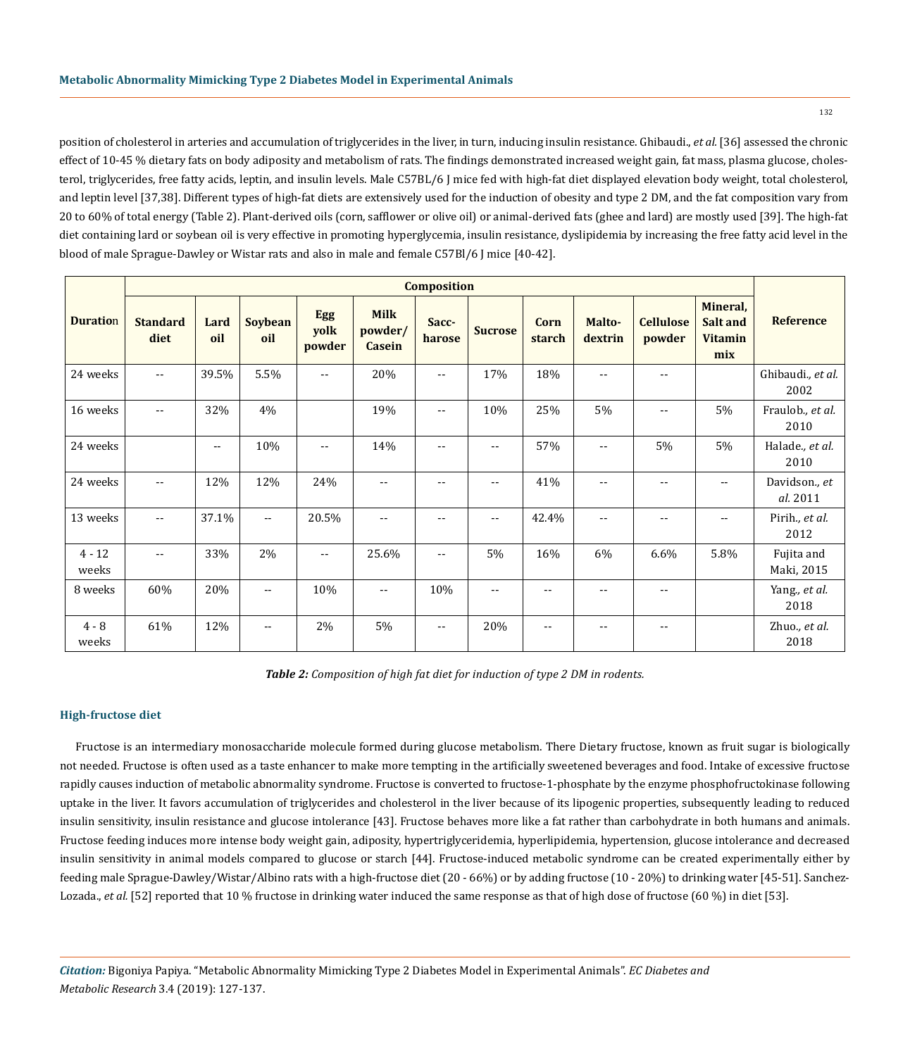position of cholesterol in arteries and accumulation of triglycerides in the liver, in turn, inducing insulin resistance. Ghibaudi., *et al.* [36] assessed the chronic effect of 10-45 % dietary fats on body adiposity and metabolism of rats. The findings demonstrated increased weight gain, fat mass, plasma glucose, cholesterol, triglycerides, free fatty acids, leptin, and insulin levels. Male C57BL/6 J mice fed with high-fat diet displayed elevation body weight, total cholesterol, and leptin level [37,38]. Different types of high-fat diets are extensively used for the induction of obesity and type 2 DM, and the fat composition vary from 20 to 60% of total energy (Table 2). Plant-derived oils (corn, safflower or olive oil) or animal-derived fats (ghee and lard) are mostly used [39]. The high-fat diet containing lard or soybean oil is very effective in promoting hyperglycemia, insulin resistance, dyslipidemia by increasing the free fatty acid level in the blood of male Sprague-Dawley or Wistar rats and also in male and female C57Bl/6 J mice [40-42].

| Duration | Composition | | | | | | | | | | | Reference |
|---|---|---|---|---|---|---|---|---|---|---|---|---|
| | Standard diet | Lard oil | Soybean oil | Egg yolk powder | Milk powder/ Casein | Saccharose | Sucrose | Corn starch | Maltodextrin | Cellulose powder | Mineral, Salt and Vitamin mix | |
| 24 weeks | -- | 39.5% | 5.5% | -- | 20% | -- | 17% | 18% | -- | -- | | Ghibaudi., *et al.* 2002 |
| 16 weeks | -- | 32% | 4% | | 19% | -- | 10% | 25% | 5% | -- | 5% | Fraulob., *et al.* 2010 |
| 24 weeks | | -- | 10% | -- | 14% | -- | -- | 57% | -- | 5% | 5% | Halade., *et al.* 2010 |
| 24 weeks | -- | 12% | 12% | 24% | -- | -- | -- | 41% | -- | -- | -- | Davidson., *et al.* 2011 |
| 13 weeks | -- | 37.1% | -- | 20.5% | -- | -- | -- | 42.4% | -- | -- | -- | Pirih., *et al.* 2012 |
| 4 - 12 weeks | -- | 33% | 2% | -- | 25.6% | -- | 5% | 16% | 6% | 6.6% | 5.8% | Fujita and Maki, 2015 |
| 8 weeks | 60% | 20% | -- | 10% | -- | 10% | -- | -- | -- | -- | | Yang., *et al.* 2018 |
| 4 - 8 weeks | 61% | 12% | -- | 2% | 5% | -- | 20% | -- | -- | -- | | Zhuo., *et al.* 2018 |

***Table 2:*** *Composition of high fat diet for induction of type 2 DM in rodents.*

### High-fructose diet

Fructose is an intermediary monosaccharide molecule formed during glucose metabolism. There Dietary fructose, known as fruit sugar is biologically not needed. Fructose is often used as a taste enhancer to make more tempting in the artificially sweetened beverages and food. Intake of excessive fructose rapidly causes induction of metabolic abnormality syndrome. Fructose is converted to fructose-1-phosphate by the enzyme phosphofructokinase following uptake in the liver. It favors accumulation of triglycerides and cholesterol in the liver because of its lipogenic properties, subsequently leading to reduced insulin sensitivity, insulin resistance and glucose intolerance [43]. Fructose behaves more like a fat rather than carbohydrate in both humans and animals. Fructose feeding induces more intense body weight gain, adiposity, hypertriglyceridemia, hyperlipidemia, hypertension, glucose intolerance and decreased insulin sensitivity in animal models compared to glucose or starch [44]. Fructose-induced metabolic syndrome can be created experimentally either by feeding male Sprague-Dawley/Wistar/Albino rats with a high-fructose diet (20 - 66%) or by adding fructose (10 - 20%) to drinking water [45-51]. Sanchez-Lozada., *et al.* [52] reported that 10 % fructose in drinking water induced the same response as that of high dose of fructose (60 %) in diet [53].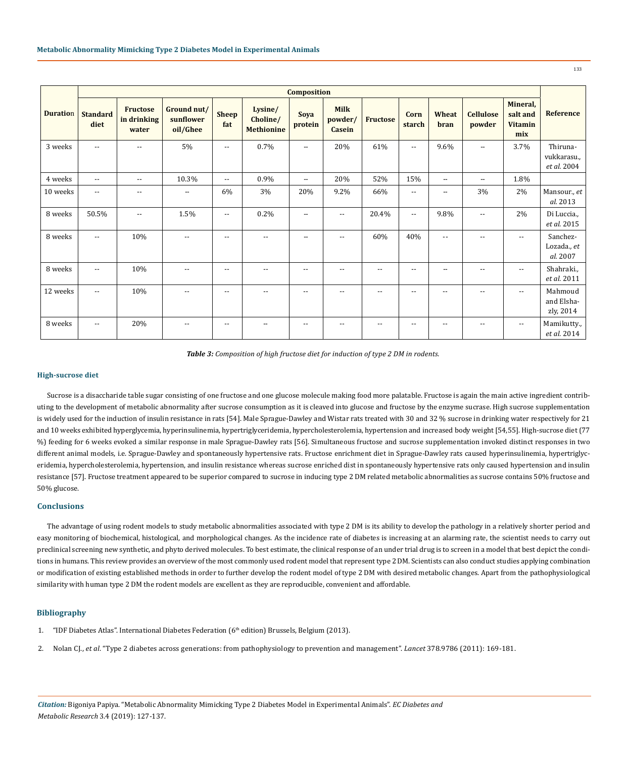| Duration | Composition | | | | | | | | | | | | Reference |
|---|---|---|---|---|---|---|---|---|---|---|---|---|---|
| | Standard diet | Fructose in drinking water | Ground nut/ sunflower oil/Ghee | Sheep fat | Lysine/ Choline/ Methionine | Soya protein | Milk powder/ Casein | Fructose | Corn starch | Wheat bran | Cellulose powder | Mineral, salt and Vitamin mix | |
| 3 weeks | -- | -- | 5% | -- | 0.7% | -- | 20% | 61% | -- | 9.6% | -- | 3.7% | Thiruna-vukkarasu., *et al.* 2004 |
| 4 weeks | -- | -- | 10.3% | -- | 0.9% | -- | 20% | 52% | 15% | -- | -- | 1.8% | |
| 10 weeks | -- | -- | -- | 6% | 3% | 20% | 9.2% | 66% | -- | -- | 3% | 2% | Mansour., *et al.* 2013 |
| 8 weeks | 50.5% | -- | 1.5% | -- | 0.2% | -- | -- | 20.4% | -- | 9.8% | -- | 2% | Di Luccia., *et al.* 2015 |
| 8 weeks | -- | 10% | -- | -- | -- | -- | -- | 60% | 40% | -- | -- | -- | Sanchez-Lozada., *et al.* 2007 |
| 8 weeks | -- | 10% | -- | -- | -- | -- | -- | -- | -- | -- | -- | -- | Shahraki., *et al.* 2011 |
| 12 weeks | -- | 10% | -- | -- | -- | -- | -- | -- | -- | -- | -- | -- | Mahmoud and Elsha-zly, 2014 |
| 8 weeks | -- | 20% | -- | -- | -- | -- | -- | -- | -- | -- | -- | -- | Mamikutty., *et al.* 2014 |

***Table 3:*** *Composition of high fructose diet for induction of type 2 DM in rodents.*

### High-sucrose diet

Sucrose is a disaccharide table sugar consisting of one fructose and one glucose molecule making food more palatable. Fructose is again the main active ingredient contributing to the development of metabolic abnormality after sucrose consumption as it is cleaved into glucose and fructose by the enzyme sucrase. High sucrose supplementation is widely used for the induction of insulin resistance in rats [54]. Male Sprague-Dawley and Wistar rats treated with 30 and 32 % sucrose in drinking water respectively for 21 and 10 weeks exhibited hyperglycemia, hyperinsulinemia, hypertriglyceridemia, hypercholesterolemia, hypertension and increased body weight [54,55]. High-sucrose diet (77 %) feeding for 6 weeks evoked a similar response in male Sprague-Dawley rats [56]. Simultaneous fructose and sucrose supplementation invoked distinct responses in two different animal models, i.e. Sprague-Dawley and spontaneously hypertensive rats. Fructose enrichment diet in Sprague-Dawley rats caused hyperinsulinemia, hypertriglyceridemia, hypercholesterolemia, hypertension, and insulin resistance whereas sucrose enriched dist in spontaneously hypertensive rats only caused hypertension and insulin resistance [57]. Fructose treatment appeared to be superior compared to sucrose in inducing type 2 DM related metabolic abnormalities as sucrose contains 50% fructose and 50% glucose.

## Conclusions

The advantage of using rodent models to study metabolic abnormalities associated with type 2 DM is its ability to develop the pathology in a relatively shorter period and easy monitoring of biochemical, histological, and morphological changes. As the incidence rate of diabetes is increasing at an alarming rate, the scientist needs to carry out preclinical screening new synthetic, and phyto derived molecules. To best estimate, the clinical response of an under trial drug is to screen in a model that best depict the conditions in humans. This review provides an overview of the most commonly used rodent model that represent type 2 DM. Scientists can also conduct studies applying combination or modification of existing established methods in order to further develop the rodent model of type 2 DM with desired metabolic changes. Apart from the pathophysiological similarity with human type 2 DM the rodent models are excellent as they are reproducible, convenient and affordable.

## Bibliography

1. "IDF Diabetes Atlas". International Diabetes Federation (6th edition) Brussels, Belgium (2013).
2. Nolan CJ., *et al*. "Type 2 diabetes across generations: from pathophysiology to prevention and management". *Lancet* 378.9786 (2011): 169-181.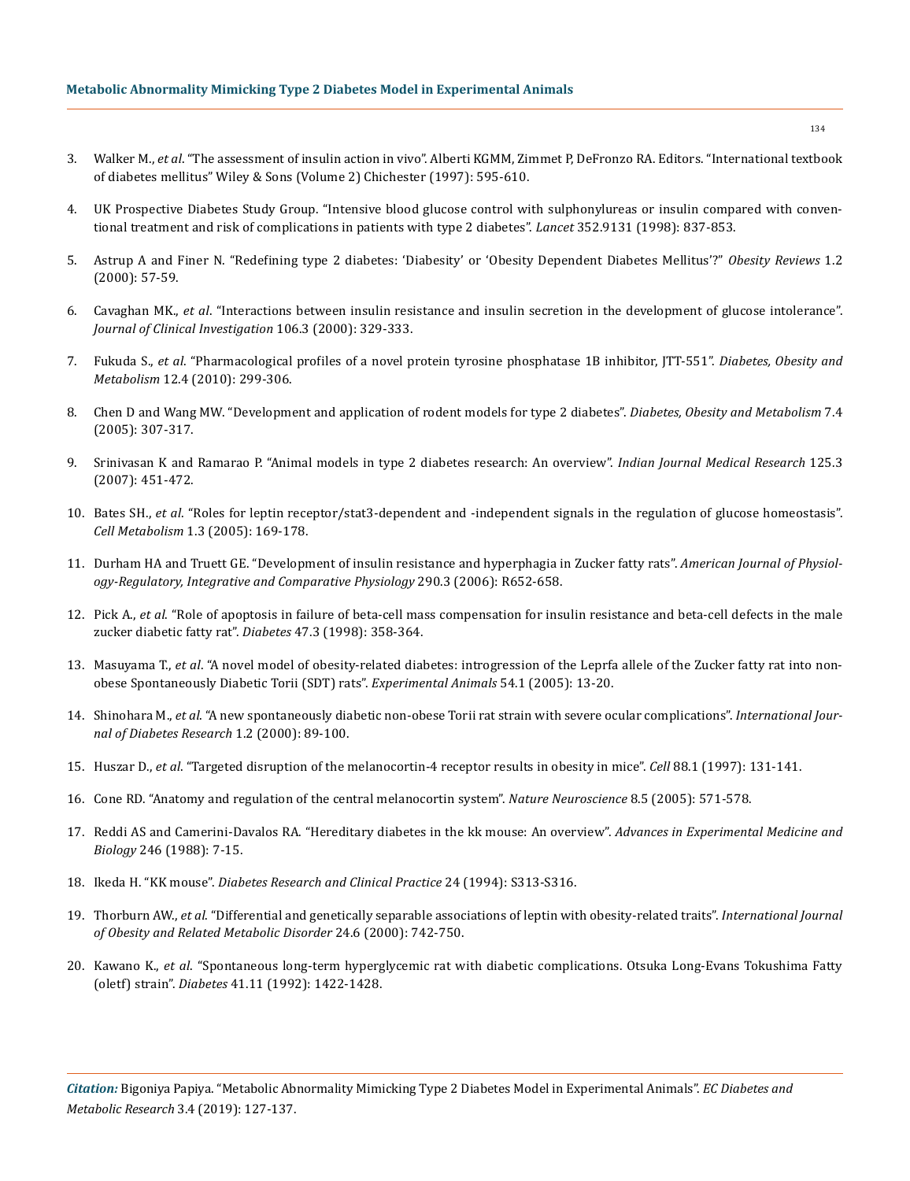3. Walker M., *et al*. "The assessment of insulin action in vivo". Alberti KGMM, Zimmet P, DeFronzo RA. Editors. "International textbook of diabetes mellitus" Wiley & Sons (Volume 2) Chichester (1997): 595-610.

4. UK Prospective Diabetes Study Group. "Intensive blood glucose control with sulphonylureas or insulin compared with conventional treatment and risk of complications in patients with type 2 diabetes". *Lancet* 352.9131 (1998): 837-853.

5. Astrup A and Finer N. "Redefining type 2 diabetes: 'Diabesity' or 'Obesity Dependent Diabetes Mellitus'?" *Obesity Reviews* 1.2 (2000): 57-59.

6. Cavaghan MK., *et al*. "Interactions between insulin resistance and insulin secretion in the development of glucose intolerance". *Journal of Clinical Investigation* 106.3 (2000): 329-333.

7. Fukuda S., *et al*. "Pharmacological profiles of a novel protein tyrosine phosphatase 1B inhibitor, JTT-551". *Diabetes, Obesity and Metabolism* 12.4 (2010): 299-306.

8. Chen D and Wang MW. "Development and application of rodent models for type 2 diabetes". *Diabetes, Obesity and Metabolism* 7.4 (2005): 307-317.

9. Srinivasan K and Ramarao P. "Animal models in type 2 diabetes research: An overview". *Indian Journal Medical Research* 125.3 (2007): 451-472.

10. Bates SH., *et al*. "Roles for leptin receptor/stat3-dependent and -independent signals in the regulation of glucose homeostasis". *Cell Metabolism* 1.3 (2005): 169-178.

11. Durham HA and Truett GE. "Development of insulin resistance and hyperphagia in Zucker fatty rats". *American Journal of Physiology-Regulatory, Integrative and Comparative Physiology* 290.3 (2006): R652-658.

12. Pick A., *et al*. "Role of apoptosis in failure of beta-cell mass compensation for insulin resistance and beta-cell defects in the male zucker diabetic fatty rat". *Diabetes* 47.3 (1998): 358-364.

13. Masuyama T., *et al*. "A novel model of obesity-related diabetes: introgression of the Leprfa allele of the Zucker fatty rat into nonobese Spontaneously Diabetic Torii (SDT) rats". *Experimental Animals* 54.1 (2005): 13-20.

14. Shinohara M., *et al*. "A new spontaneously diabetic non-obese Torii rat strain with severe ocular complications". *International Journal of Diabetes Research* 1.2 (2000): 89-100.

15. Huszar D., *et al*. "Targeted disruption of the melanocortin-4 receptor results in obesity in mice". *Cell* 88.1 (1997): 131-141.

16. Cone RD. "Anatomy and regulation of the central melanocortin system". *Nature Neuroscience* 8.5 (2005): 571-578.

17. Reddi AS and Camerini-Davalos RA. "Hereditary diabetes in the kk mouse: An overview". *Advances in Experimental Medicine and Biology* 246 (1988): 7-15.

18. Ikeda H. "KK mouse". *Diabetes Research and Clinical Practice* 24 (1994): S313-S316.

19. Thorburn AW., *et al*. "Differential and genetically separable associations of leptin with obesity-related traits". *International Journal of Obesity and Related Metabolic Disorder* 24.6 (2000): 742-750.

20. Kawano K., *et al*. "Spontaneous long-term hyperglycemic rat with diabetic complications. Otsuka Long-Evans Tokushima Fatty (oletf) strain". *Diabetes* 41.11 (1992): 1422-1428.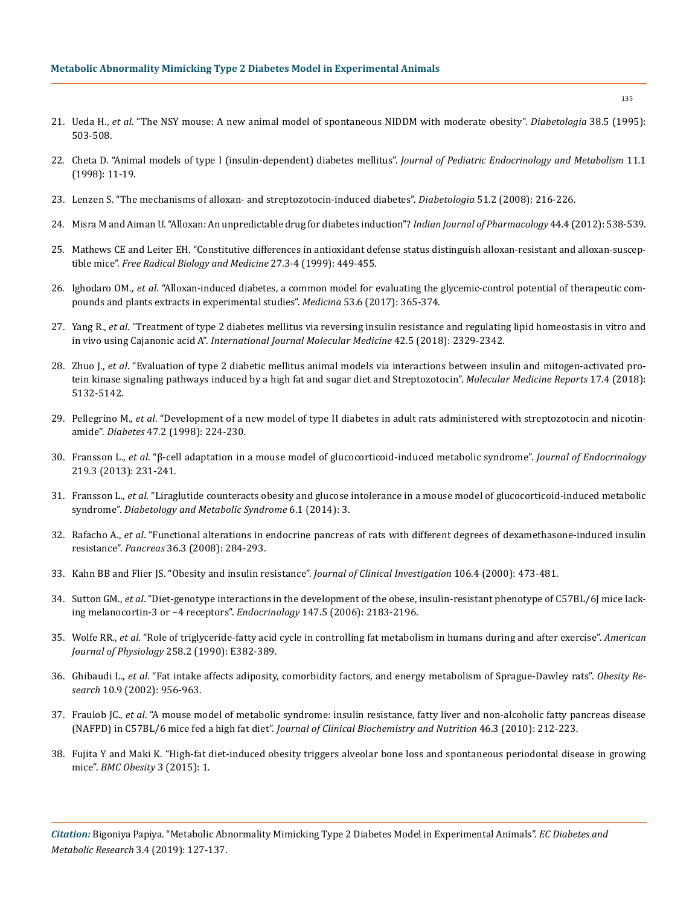21. Ueda H., *et al*. "The NSY mouse: A new animal model of spontaneous NIDDM with moderate obesity". *Diabetologia* 38.5 (1995): 503-508.

22. Cheta D. "Animal models of type I (insulin-dependent) diabetes mellitus". *Journal of Pediatric Endocrinology and Metabolism* 11.1 (1998): 11-19.

23. Lenzen S. "The mechanisms of alloxan- and streptozotocin-induced diabetes". *Diabetologia* 51.2 (2008): 216-226.

24. Misra M and Aiman U. "Alloxan: An unpredictable drug for diabetes induction"? *Indian Journal of Pharmacology* 44.4 (2012): 538-539.

25. Mathews CE and Leiter EH. "Constitutive differences in antioxidant defense status distinguish alloxan-resistant and alloxan-susceptible mice". *Free Radical Biology and Medicine* 27.3-4 (1999): 449-455.

26. Ighodaro OM., *et al*. "Alloxan-induced diabetes, a common model for evaluating the glycemic-control potential of therapeutic compounds and plants extracts in experimental studies". *Medicina* 53.6 (2017): 365-374.

27. Yang R., *et al*. "Treatment of type 2 diabetes mellitus via reversing insulin resistance and regulating lipid homeostasis in vitro and in vivo using Cajanonic acid A". *International Journal Molecular Medicine* 42.5 (2018): 2329-2342.

28. Zhuo J., *et al*. "Evaluation of type 2 diabetic mellitus animal models via interactions between insulin and mitogen-activated protein kinase signaling pathways induced by a high fat and sugar diet and Streptozotocin". *Molecular Medicine Reports* 17.4 (2018): 5132-5142.

29. Pellegrino M., *et al*. "Development of a new model of type II diabetes in adult rats administered with streptozotocin and nicotinamide". *Diabetes* 47.2 (1998): 224-230.

30. Fransson L., *et al*. "β-cell adaptation in a mouse model of glucocorticoid-induced metabolic syndrome". *Journal of Endocrinology* 219.3 (2013): 231-241.

31. Fransson L., *et al*. "Liraglutide counteracts obesity and glucose intolerance in a mouse model of glucocorticoid-induced metabolic syndrome". *Diabetology and Metabolic Syndrome* 6.1 (2014): 3.

32. Rafacho A., *et al*. "Functional alterations in endocrine pancreas of rats with different degrees of dexamethasone-induced insulin resistance". *Pancreas* 36.3 (2008): 284-293.

33. Kahn BB and Flier JS. "Obesity and insulin resistance". *Journal of Clinical Investigation* 106.4 (2000): 473-481.

34. Sutton GM., *et al*. "Diet-genotype interactions in the development of the obese, insulin-resistant phenotype of C57BL/6J mice lacking melanocortin-3 or −4 receptors". *Endocrinology* 147.5 (2006): 2183-2196.

35. Wolfe RR., *et al*. "Role of triglyceride-fatty acid cycle in controlling fat metabolism in humans during and after exercise". *American Journal of Physiology* 258.2 (1990): E382-389.

36. Ghibaudi L., *et al*. "Fat intake affects adiposity, comorbidity factors, and energy metabolism of Sprague-Dawley rats". *Obesity Research* 10.9 (2002): 956-963.

37. Fraulob JC., *et al*. "A mouse model of metabolic syndrome: insulin resistance, fatty liver and non-alcoholic fatty pancreas disease (NAFPD) in C57BL/6 mice fed a high fat diet". *Journal of Clinical Biochemistry and Nutrition* 46.3 (2010): 212-223.

38. Fujita Y and Maki K. "High-fat diet-induced obesity triggers alveolar bone loss and spontaneous periodontal disease in growing mice". *BMC Obesity* 3 (2015): 1.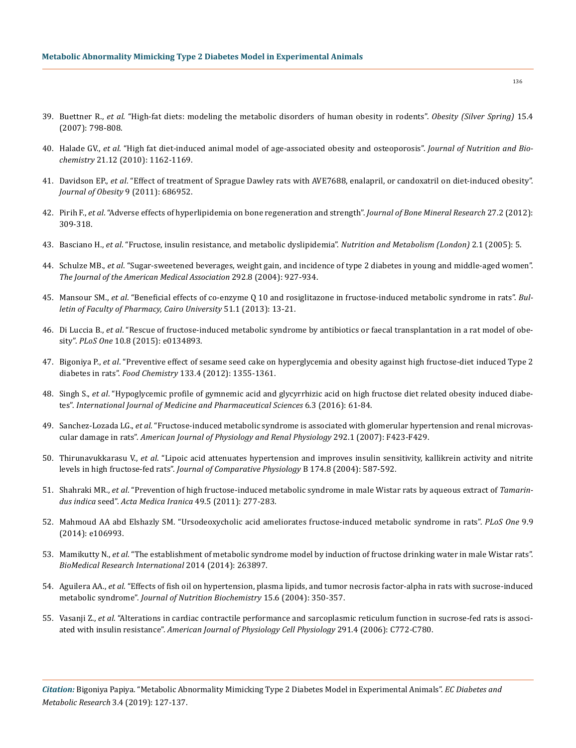39. Buettner R., *et al*. "High-fat diets: modeling the metabolic disorders of human obesity in rodents". *Obesity (Silver Spring)* 15.4 (2007): 798-808.

40. Halade GV., *et al*. "High fat diet-induced animal model of age-associated obesity and osteoporosis". *Journal of Nutrition and Biochemistry* 21.12 (2010): 1162-1169.

41. Davidson EP., *et al*. "Effect of treatment of Sprague Dawley rats with AVE7688, enalapril, or candoxatril on diet-induced obesity". *Journal of Obesity* 9 (2011): 686952.

42. Pirih F., *et al*. "Adverse effects of hyperlipidemia on bone regeneration and strength". *Journal of Bone Mineral Research* 27.2 (2012): 309-318.

43. Basciano H., *et al*. "Fructose, insulin resistance, and metabolic dyslipidemia". *Nutrition and Metabolism (London)* 2.1 (2005): 5.

44. Schulze MB., *et al*. "Sugar-sweetened beverages, weight gain, and incidence of type 2 diabetes in young and middle-aged women". *The Journal of the American Medical Association* 292.8 (2004): 927-934.

45. Mansour SM., *et al*. "Beneficial effects of co-enzyme Q 10 and rosiglitazone in fructose-induced metabolic syndrome in rats". *Bulletin of Faculty of Pharmacy, Cairo University* 51.1 (2013): 13-21.

46. Di Luccia B., *et al*. "Rescue of fructose-induced metabolic syndrome by antibiotics or faecal transplantation in a rat model of obesity". *PLoS One* 10.8 (2015): e0134893.

47. Bigoniya P., *et al*. "Preventive effect of sesame seed cake on hyperglycemia and obesity against high fructose-diet induced Type 2 diabetes in rats". *Food Chemistry* 133.4 (2012): 1355-1361.

48. Singh S., *et al*. "Hypoglycemic profile of gymnemic acid and glycyrrhizic acid on high fructose diet related obesity induced diabetes". *International Journal of Medicine and Pharmaceutical Sciences* 6.3 (2016): 61-84.

49. Sanchez-Lozada LG., *et al*. "Fructose-induced metabolic syndrome is associated with glomerular hypertension and renal microvascular damage in rats". *American Journal of Physiology and Renal Physiology* 292.1 (2007): F423-F429.

50. Thirunavukkarasu V., *et al*. "Lipoic acid attenuates hypertension and improves insulin sensitivity, kallikrein activity and nitrite levels in high fructose-fed rats". *Journal of Comparative Physiology* B 174.8 (2004): 587-592.

51. Shahraki MR., *et al*. "Prevention of high fructose-induced metabolic syndrome in male Wistar rats by aqueous extract of *Tamarindus indica* seed". *Acta Medica Iranica* 49.5 (2011): 277-283.

52. Mahmoud AA abd Elshazly SM. "Ursodeoxycholic acid ameliorates fructose-induced metabolic syndrome in rats". *PLoS One* 9.9 (2014): e106993.

53. Mamikutty N., *et al*. "The establishment of metabolic syndrome model by induction of fructose drinking water in male Wistar rats". *BioMedical Research International* 2014 (2014): 263897.

54. Aguilera AA., *et al*. "Effects of fish oil on hypertension, plasma lipids, and tumor necrosis factor-alpha in rats with sucrose-induced metabolic syndrome". *Journal of Nutrition Biochemistry* 15.6 (2004): 350-357.

55. Vasanji Z., *et al*. "Alterations in cardiac contractile performance and sarcoplasmic reticulum function in sucrose-fed rats is associated with insulin resistance". *American Journal of Physiology Cell Physiology* 291.4 (2006): C772-C780.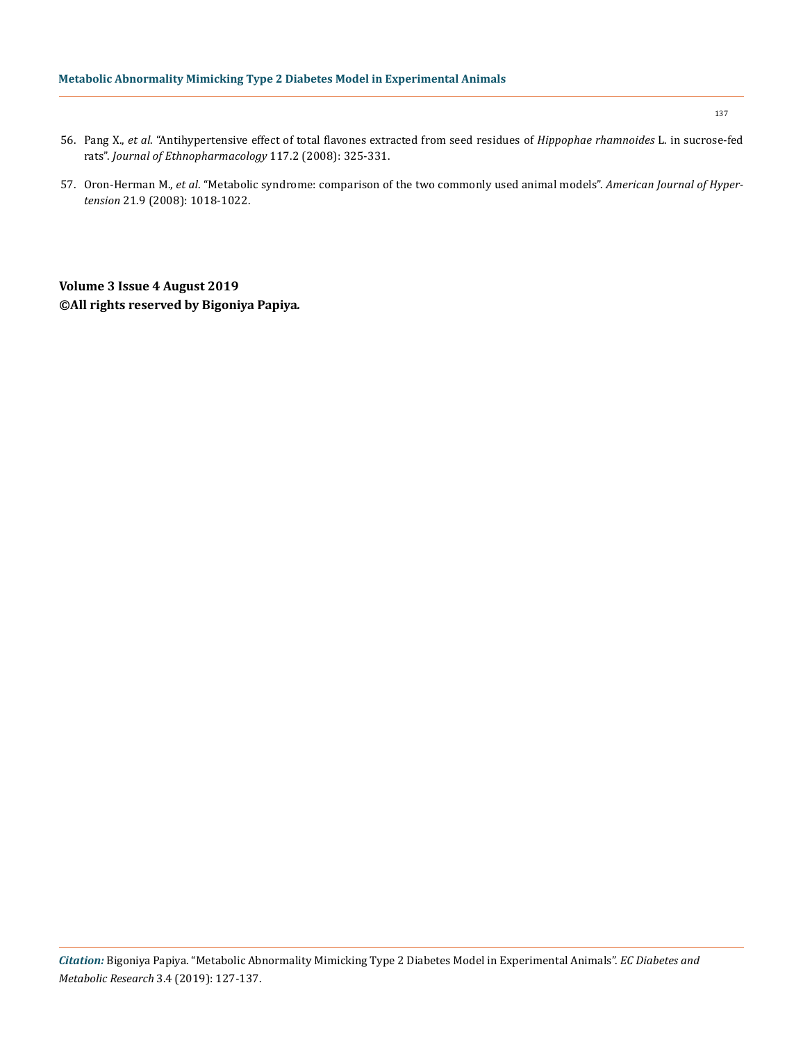56. Pang X., *et al*. "Antihypertensive effect of total flavones extracted from seed residues of *Hippophae rhamnoides* L. in sucrose-fed rats". *Journal of Ethnopharmacology* 117.2 (2008): 325-331.

57. Oron-Herman M., *et al*. "Metabolic syndrome: comparison of the two commonly used animal models". *American Journal of Hypertension* 21.9 (2008): 1018-1022.

**Volume 3 Issue 4 August 2019**
**©All rights reserved by Bigoniya Papiya.**